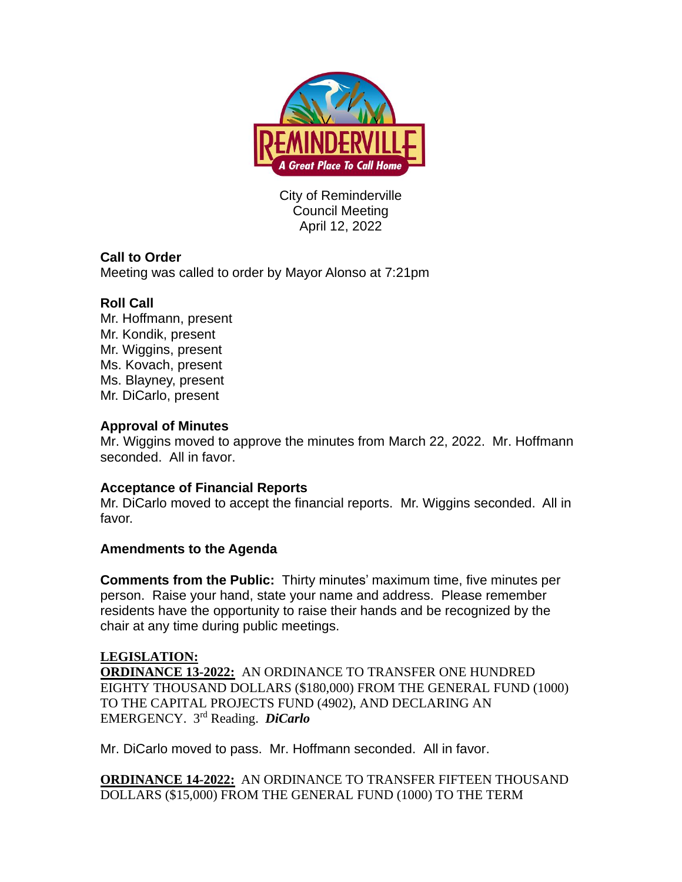City of Reminderville
Council Meeting
April 12, 2022

**Call to Order**
Meeting was called to order by Mayor Alonso at 7:21pm

**Roll Call**
Mr. Hoffmann, present
Mr. Kondik, present
Mr. Wiggins, present
Ms. Kovach, present
Ms. Blayney, present
Mr. DiCarlo, present

**Approval of Minutes**
Mr. Wiggins moved to approve the minutes from March 22, 2022. Mr. Hoffmann seconded. All in favor.

**Acceptance of Financial Reports**
Mr. DiCarlo moved to accept the financial reports. Mr. Wiggins seconded. All in favor.

**Amendments to the Agenda**

**Comments from the Public:** Thirty minutes' maximum time, five minutes per person. Raise your hand, state your name and address. Please remember residents have the opportunity to raise their hands and be recognized by the chair at any time during public meetings.

**LEGISLATION:**
**ORDINANCE 13-2022:** AN ORDINANCE TO TRANSFER ONE HUNDRED EIGHTY THOUSAND DOLLARS ($180,000) FROM THE GENERAL FUND (1000) TO THE CAPITAL PROJECTS FUND (4902), AND DECLARING AN EMERGENCY. 3rd Reading. ***DiCarlo***

Mr. DiCarlo moved to pass. Mr. Hoffmann seconded. All in favor.

**ORDINANCE 14-2022:** AN ORDINANCE TO TRANSFER FIFTEEN THOUSAND DOLLARS ($15,000) FROM THE GENERAL FUND (1000) TO THE TERM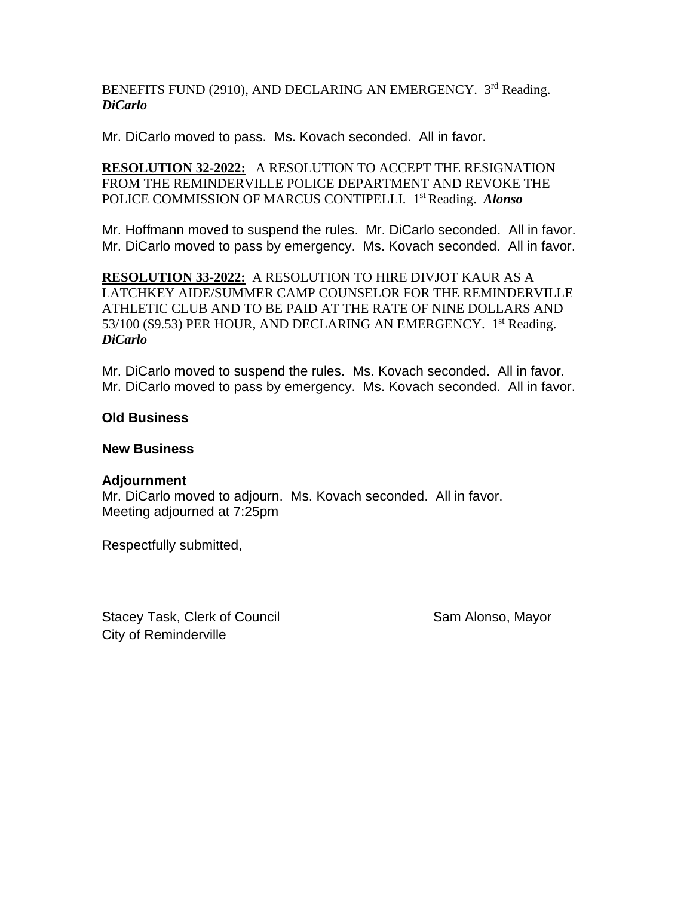BENEFITS FUND (2910), AND DECLARING AN EMERGENCY. 3rd Reading. ***DiCarlo***

Mr. DiCarlo moved to pass. Ms. Kovach seconded. All in favor.

**RESOLUTION 32-2022:** A RESOLUTION TO ACCEPT THE RESIGNATION FROM THE REMINDERVILLE POLICE DEPARTMENT AND REVOKE THE POLICE COMMISSION OF MARCUS CONTIPELLI. 1st Reading. ***Alonso***

Mr. Hoffmann moved to suspend the rules. Mr. DiCarlo seconded. All in favor.
Mr. DiCarlo moved to pass by emergency. Ms. Kovach seconded. All in favor.

**RESOLUTION 33-2022:** A RESOLUTION TO HIRE DIVJOT KAUR AS A LATCHKEY AIDE/SUMMER CAMP COUNSELOR FOR THE REMINDERVILLE ATHLETIC CLUB AND TO BE PAID AT THE RATE OF NINE DOLLARS AND 53/100 ($9.53) PER HOUR, AND DECLARING AN EMERGENCY. 1st Reading. ***DiCarlo***

Mr. DiCarlo moved to suspend the rules. Ms. Kovach seconded. All in favor.
Mr. DiCarlo moved to pass by emergency. Ms. Kovach seconded. All in favor.

**Old Business**

**New Business**

**Adjournment**
Mr. DiCarlo moved to adjourn. Ms. Kovach seconded. All in favor.
Meeting adjourned at 7:25pm

Respectfully submitted,

Stacey Task, Clerk of Council
City of Reminderville

Sam Alonso, Mayor